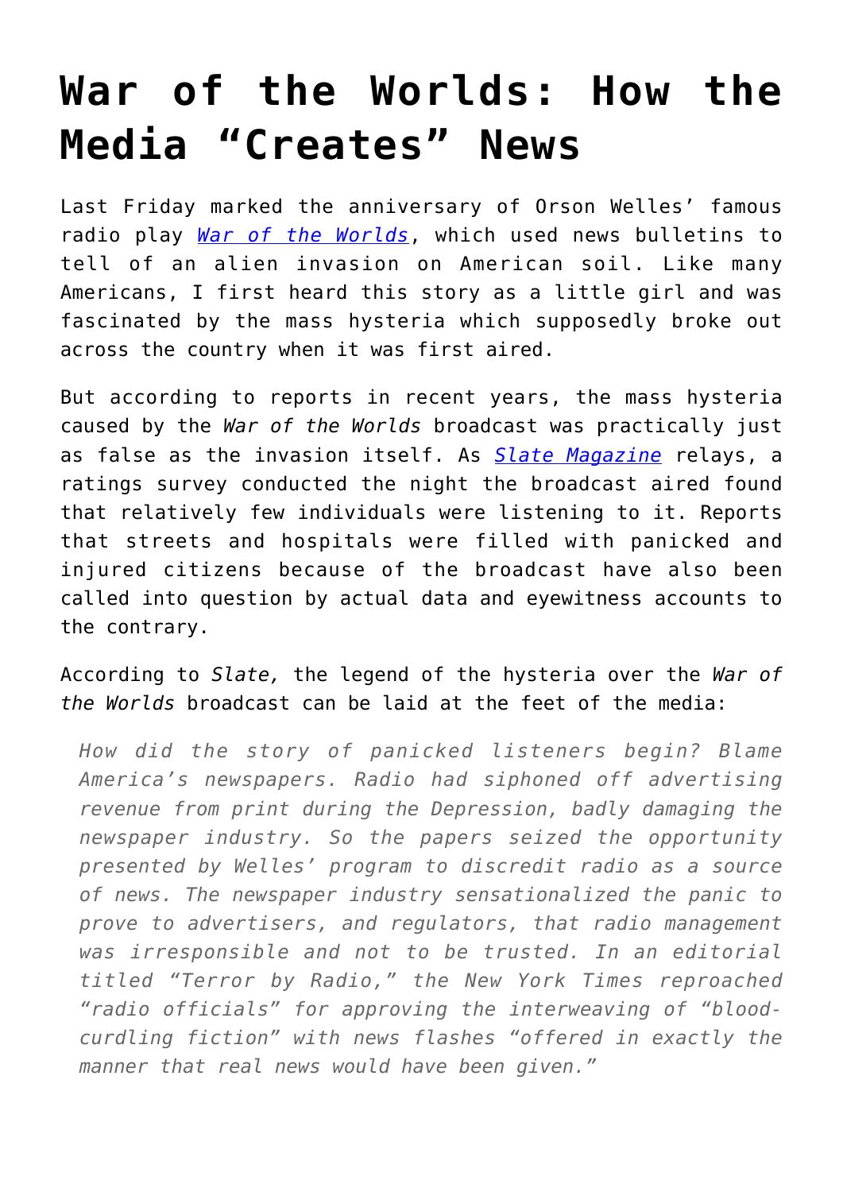# War of the Worlds: How the Media "Creates" News

Last Friday marked the anniversary of Orson Welles' famous radio play [*War of the Worlds*](), which used news bulletins to tell of an alien invasion on American soil. Like many Americans, I first heard this story as a little girl and was fascinated by the mass hysteria which supposedly broke out across the country when it was first aired.

But according to reports in recent years, the mass hysteria caused by the *War of the Worlds* broadcast was practically just as false as the invasion itself. As [*Slate Magazine*]() relays, a ratings survey conducted the night the broadcast aired found that relatively few individuals were listening to it. Reports that streets and hospitals were filled with panicked and injured citizens because of the broadcast have also been called into question by actual data and eyewitness accounts to the contrary.

According to *Slate,* the legend of the hysteria over the *War of the Worlds* broadcast can be laid at the feet of the media:

> *How did the story of panicked listeners begin? Blame America's newspapers. Radio had siphoned off advertising revenue from print during the Depression, badly damaging the newspaper industry. So the papers seized the opportunity presented by Welles' program to discredit radio as a source of news. The newspaper industry sensationalized the panic to prove to advertisers, and regulators, that radio management was irresponsible and not to be trusted. In an editorial titled "Terror by Radio," the New York Times reproached "radio officials" for approving the interweaving of "blood-curdling fiction" with news flashes "offered in exactly the manner that real news would have been given."*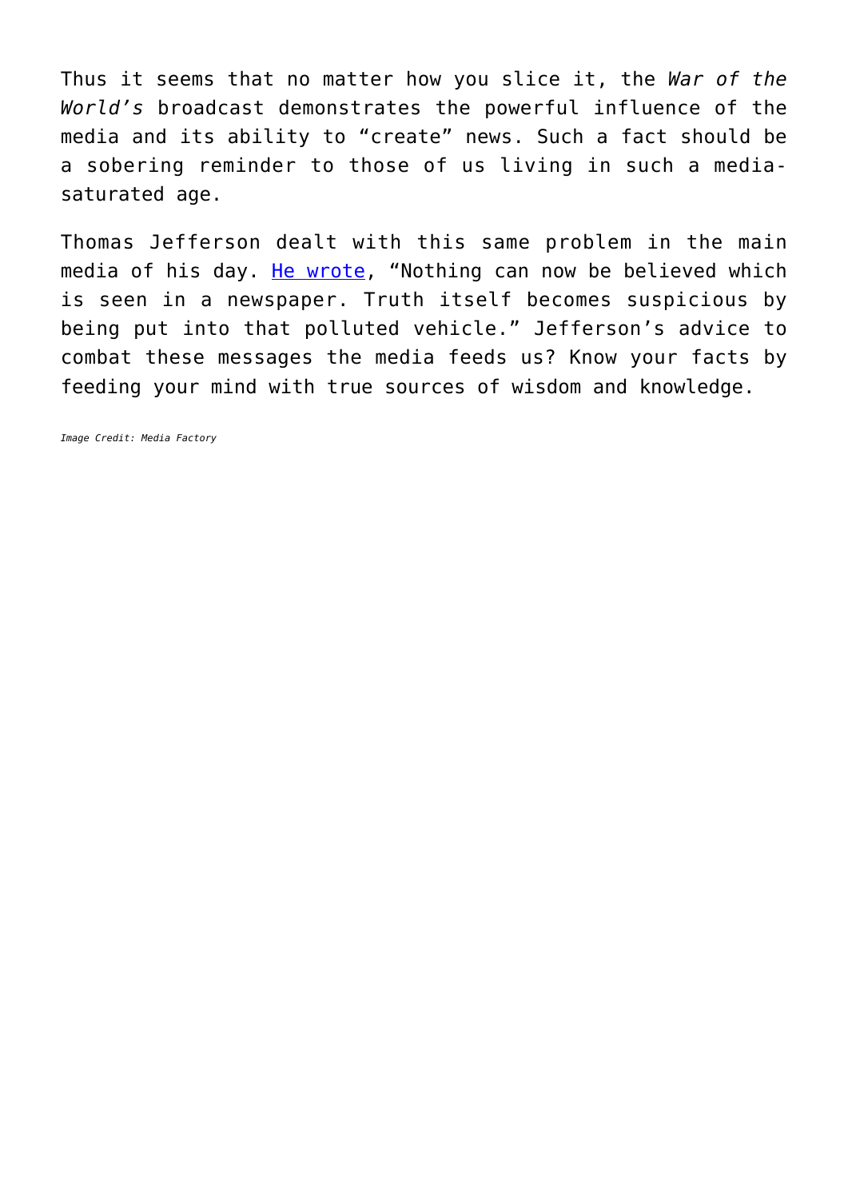Thus it seems that no matter how you slice it, the *War of the World's* broadcast demonstrates the powerful influence of the media and its ability to "create" news. Such a fact should be a sobering reminder to those of us living in such a media-saturated age.

Thomas Jefferson dealt with this same problem in the main media of his day. [He wrote](), "Nothing can now be believed which is seen in a newspaper. Truth itself becomes suspicious by being put into that polluted vehicle." Jefferson's advice to combat these messages the media feeds us? Know your facts by feeding your mind with true sources of wisdom and knowledge.

*Image Credit: Media Factory*